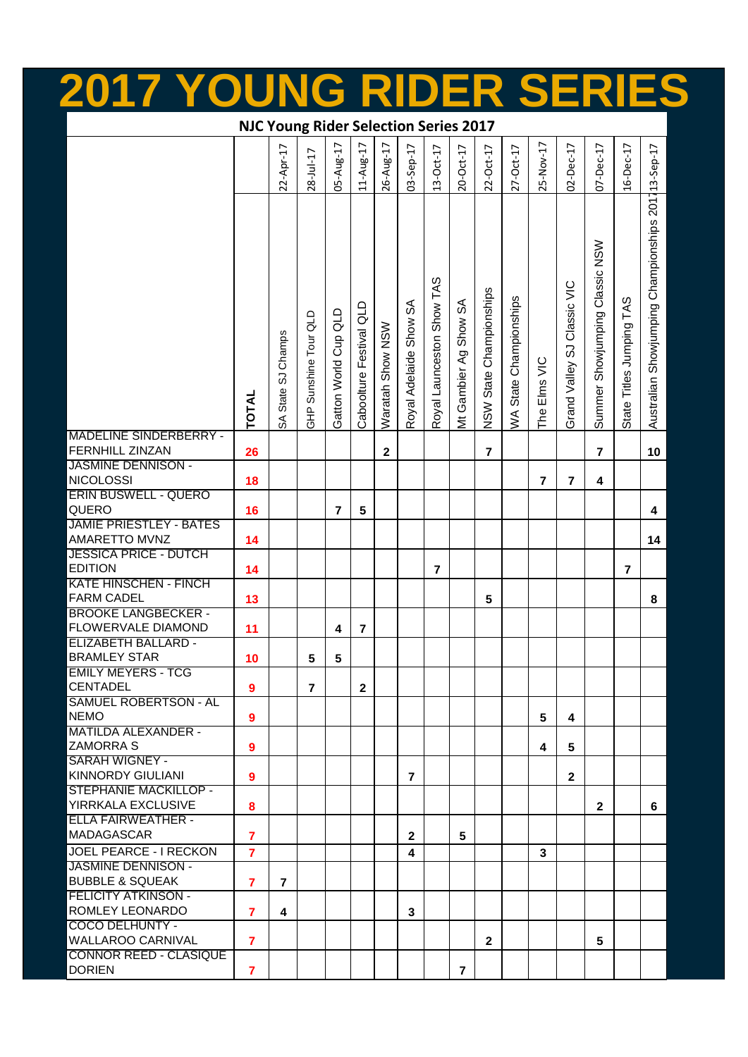# 2017 YOUNG RIDER SERIES

## NJC Young Rider Selection Series 2017

| | TOTAL | SA State SJ Champs (22-Apr-17) | GHP Sunshine Tour QLD (28-Jul-17) | Gatton World Cup QLD (05-Aug-17) | Caboolture Festival QLD (11-Aug-17) | Waratah Show NSW (26-Aug-17) | Royal Adelaide Show SA (03-Sep-17) | Royal Launceston Show TAS (13-Oct-17) | Mt Gambier Ag Show SA (20-Oct-17) | NSW State Championships (22-Oct-17) | WA State Championships (27-Oct-17) | The Elms VIC (25-Nov-17) | Grand Valley SJ Classic VIC (02-Dec-17) | Summer Showjumping Classic NSW (07-Dec-17) | State Titles Jumping TAS (16-Dec-17) | Australian Showjumping Championships 2017 (13-Sep-17) |
|---|---|---|---|---|---|---|---|---|---|---|---|---|---|---|---|---|
| MADELINE SINDERBERRY - FERNHILL ZINZAN | 26 | | | | | 2 | | | | 7 | | | | 7 | | 10 |
| JASMINE DENNISON - NICOLOSSI | 18 | | | | | | | | | | | 7 | 7 | 4 | | |
| ERIN BUSWELL - QUERO QUERO | 16 | | | 7 | 5 | | | | | | | | | | | 4 |
| JAMIE PRIESTLEY - BATES AMARETTO MVNZ | 14 | | | | | | | | | | | | | | | 14 |
| JESSICA PRICE - DUTCH EDITION | 14 | | | | | | | 7 | | | | | | | 7 | |
| KATE HINSCHEN - FINCH FARM CADEL | 13 | | | | | | | | | 5 | | | | | | 8 |
| BROOKE LANGBECKER - FLOWERVALE DIAMOND | 11 | | | 4 | 7 | | | | | | | | | | | |
| ELIZABETH BALLARD - BRAMLEY STAR | 10 | | 5 | 5 | | | | | | | | | | | | |
| EMILY MEYERS - TCG CENTADEL | 9 | | 7 | | 2 | | | | | | | | | | | |
| SAMUEL ROBERTSON - AL NEMO | 9 | | | | | | | | | | | 5 | 4 | | | |
| MATILDA ALEXANDER - ZAMORRA S | 9 | | | | | | | | | | | 4 | 5 | | | |
| SARAH WIGNEY - KINNORDY GIULIANI | 9 | | | | | | 7 | | | | | | 2 | | | |
| STEPHANIE MACKILLOP - YIRRKALA EXCLUSIVE | 8 | | | | | | | | | | | | | 2 | | 6 |
| ELLA FAIRWEATHER - MADAGASCAR | 7 | | | | | | 2 | | 5 | | | | | | | |
| JOEL PEARCE - I RECKON | 7 | | | | | | 4 | | | | | 3 | | | | |
| JASMINE DENNISON - BUBBLE & SQUEAK | 7 | 7 | | | | | | | | | | | | | | |
| FELICITY ATKINSON - ROMLEY LEONARDO | 7 | 4 | | | | | 3 | | | | | | | | | |
| COCO DELHUNTY - WALLAROO CARNIVAL | 7 | | | | | | | | | 2 | | | | 5 | | |
| CONNOR REED - CLASIQUE DORIEN | 7 | | | | | | | | 7 | | | | | | | |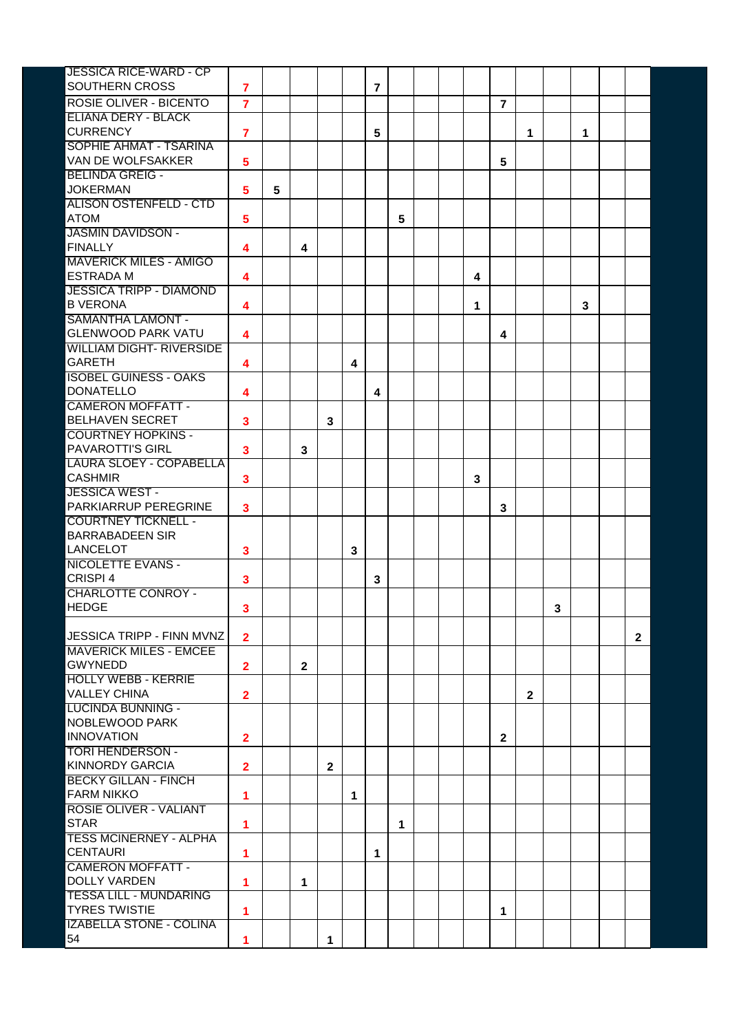| | | | | | | | | | | | | | | | | |
|---|---|---|---|---|---|---|---|---|---|---|---|---|---|---|---|---|
| JESSICA RICE-WARD - CP SOUTHERN CROSS | 7 | | | | | 7 | | | | | | | | | | |
| ROSIE OLIVER - BICENTO | 7 | | | | | | | | | | 7 | | | | | |
| ELIANA DERY - BLACK CURRENCY | 7 | | | | | 5 | | | | | | 1 | | 1 | | |
| SOPHIE AHMAT - TSARINA VAN DE WOLFSAKKER | 5 | | | | | | | | | | 5 | | | | | |
| BELINDA GREIG - JOKERMAN | 5 | 5 | | | | | | | | | | | | | | |
| ALISON OSTENFELD - CTD ATOM | 5 | | | | | | 5 | | | | | | | | | |
| JASMIN DAVIDSON - FINALLY | 4 | | 4 | | | | | | | | | | | | | |
| MAVERICK MILES - AMIGO ESTRADA M | 4 | | | | | | | | | 4 | | | | | | |
| JESSICA TRIPP - DIAMOND B VERONA | 4 | | | | | | | | | 1 | | | | 3 | | |
| SAMANTHA LAMONT - GLENWOOD PARK VATU | 4 | | | | | | | | | | 4 | | | | | |
| WILLIAM DIGHT- RIVERSIDE GARETH | 4 | | | | 4 | | | | | | | | | | | |
| ISOBEL GUINESS - OAKS DONATELLO | 4 | | | | | 4 | | | | | | | | | | |
| CAMERON MOFFATT - BELHAVEN SECRET | 3 | | | 3 | | | | | | | | | | | | |
| COURTNEY HOPKINS - PAVAROTTI'S GIRL | 3 | | 3 | | | | | | | | | | | | | |
| LAURA SLOEY - COPABELLA CASHMIR | 3 | | | | | | | | | 3 | | | | | | |
| JESSICA WEST - PARKIARRUP PEREGRINE | 3 | | | | | | | | | | 3 | | | | | |
| COURTNEY TICKNELL - BARRABADEEN SIR LANCELOT | 3 | | | | 3 | | | | | | | | | | | |
| NICOLETTE EVANS - CRISPI 4 | 3 | | | | | 3 | | | | | | | | | | |
| CHARLOTTE CONROY - HEDGE | 3 | | | | | | | | | | | | 3 | | | |
| JESSICA TRIPP - FINN MVNZ | 2 | | | | | | | | | | | | | | | 2 |
| MAVERICK MILES - EMCEE GWYNEDD | 2 | | 2 | | | | | | | | | | | | | |
| HOLLY WEBB - KERRIE VALLEY CHINA | 2 | | | | | | | | | | | 2 | | | | |
| LUCINDA BUNNING - NOBLEWOOD PARK INNOVATION | 2 | | | | | | | | | | 2 | | | | | |
| TORI HENDERSON - KINNORDY GARCIA | 2 | | | 2 | | | | | | | | | | | | |
| BECKY GILLAN - FINCH FARM NIKKO | 1 | | | | 1 | | | | | | | | | | | |
| ROSIE OLIVER - VALIANT STAR | 1 | | | | | | 1 | | | | | | | | | |
| TESS MCINERNEY - ALPHA CENTAURI | 1 | | | | | 1 | | | | | | | | | | |
| CAMERON MOFFATT - DOLLY VARDEN | 1 | | 1 | | | | | | | | | | | | | |
| TESSA LILL - MUNDARING TYRES TWISTIE | 1 | | | | | | | | | | 1 | | | | | |
| IZABELLA STONE - COLINA 54 | 1 | | | 1 | | | | | | | | | | | | |